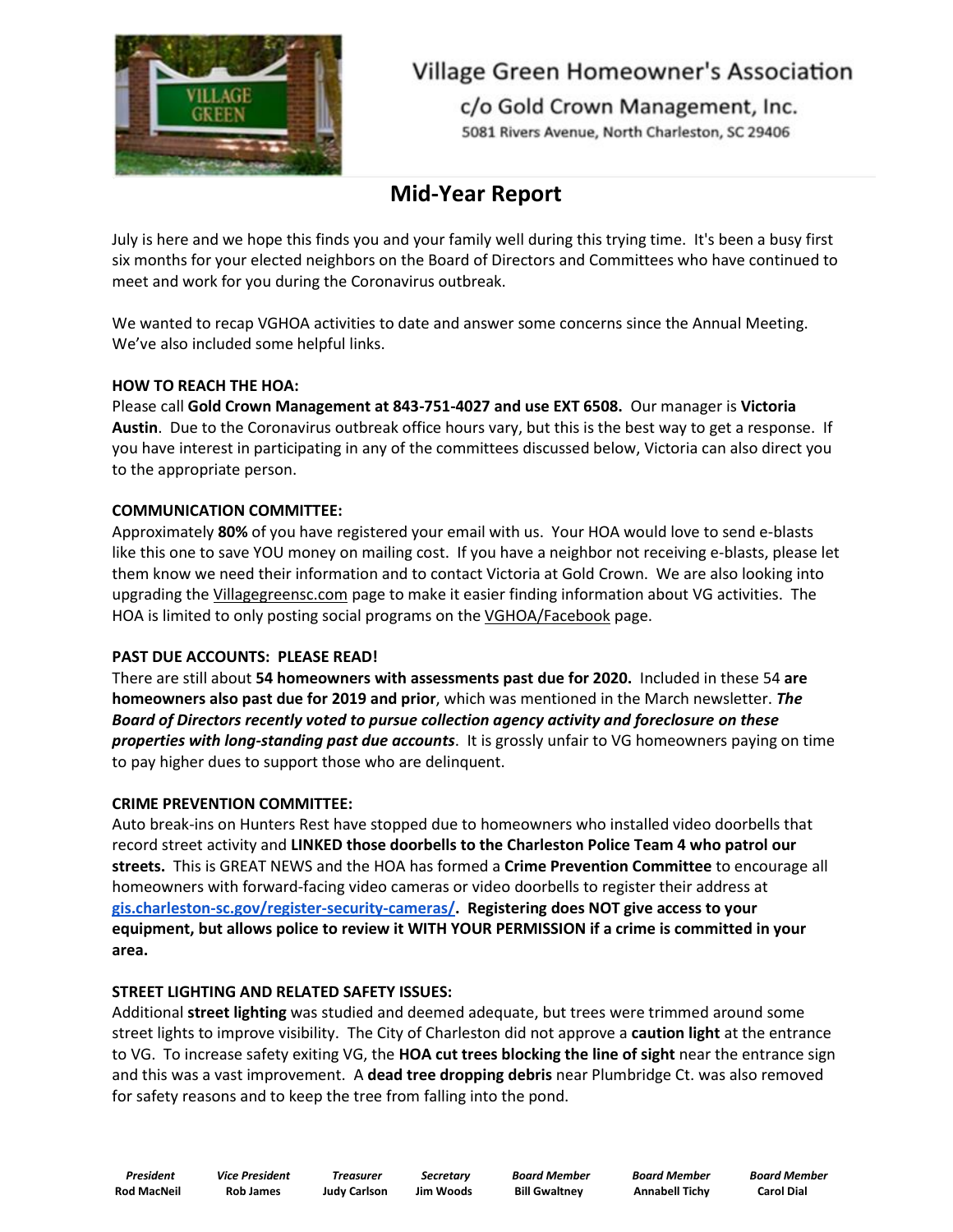# Village Green Homeowner's Association

c/o Gold Crown Management, Inc.
5081 Rivers Avenue, North Charleston, SC 29406

## Mid-Year Report

July is here and we hope this finds you and your family well during this trying time. It's been a busy first six months for your elected neighbors on the Board of Directors and Committees who have continued to meet and work for you during the Coronavirus outbreak.

We wanted to recap VGHOA activities to date and answer some concerns since the Annual Meeting. We've also included some helpful links.

**HOW TO REACH THE HOA:**
Please call **Gold Crown Management at 843-751-4027 and use EXT 6508.** Our manager is **Victoria Austin**. Due to the Coronavirus outbreak office hours vary, but this is the best way to get a response. If you have interest in participating in any of the committees discussed below, Victoria can also direct you to the appropriate person.

**COMMUNICATION COMMITTEE:**
Approximately **80%** of you have registered your email with us. Your HOA would love to send e-blasts like this one to save YOU money on mailing cost. If you have a neighbor not receiving e-blasts, please let them know we need their information and to contact Victoria at Gold Crown. We are also looking into upgrading the Villagegreensc.com page to make it easier finding information about VG activities. The HOA is limited to only posting social programs on the VGHOA/Facebook page.

**PAST DUE ACCOUNTS: PLEASE READ!**
There are still about **54 homeowners with assessments past due for 2020.** Included in these 54 **are homeowners also past due for 2019 and prior**, which was mentioned in the March newsletter. ***The Board of Directors recently voted to pursue collection agency activity and foreclosure on these properties with long-standing past due accounts***. It is grossly unfair to VG homeowners paying on time to pay higher dues to support those who are delinquent.

**CRIME PREVENTION COMMITTEE:**
Auto break-ins on Hunters Rest have stopped due to homeowners who installed video doorbells that record street activity and **LINKED those doorbells to the Charleston Police Team 4 who patrol our streets.** This is GREAT NEWS and the HOA has formed a **Crime Prevention Committee** to encourage all homeowners with forward-facing video cameras or video doorbells to register their address at **gis.charleston-sc.gov/register-security-cameras/. Registering does NOT give access to your equipment, but allows police to review it WITH YOUR PERMISSION if a crime is committed in your area.**

**STREET LIGHTING AND RELATED SAFETY ISSUES:**
Additional **street lighting** was studied and deemed adequate, but trees were trimmed around some street lights to improve visibility. The City of Charleston did not approve a **caution light** at the entrance to VG. To increase safety exiting VG, the **HOA cut trees blocking the line of sight** near the entrance sign and this was a vast improvement. A **dead tree dropping debris** near Plumbridge Ct. was also removed for safety reasons and to keep the tree from falling into the pond.

| *President* | *Vice President* | *Treasurer* | *Secretary* | *Board Member* | *Board Member* | *Board Member* |
|---|---|---|---|---|---|---|
| **Rod MacNeil** | **Rob James** | **Judy Carlson** | **Jim Woods** | **Bill Gwaltney** | **Annabell Tichy** | **Carol Dial** |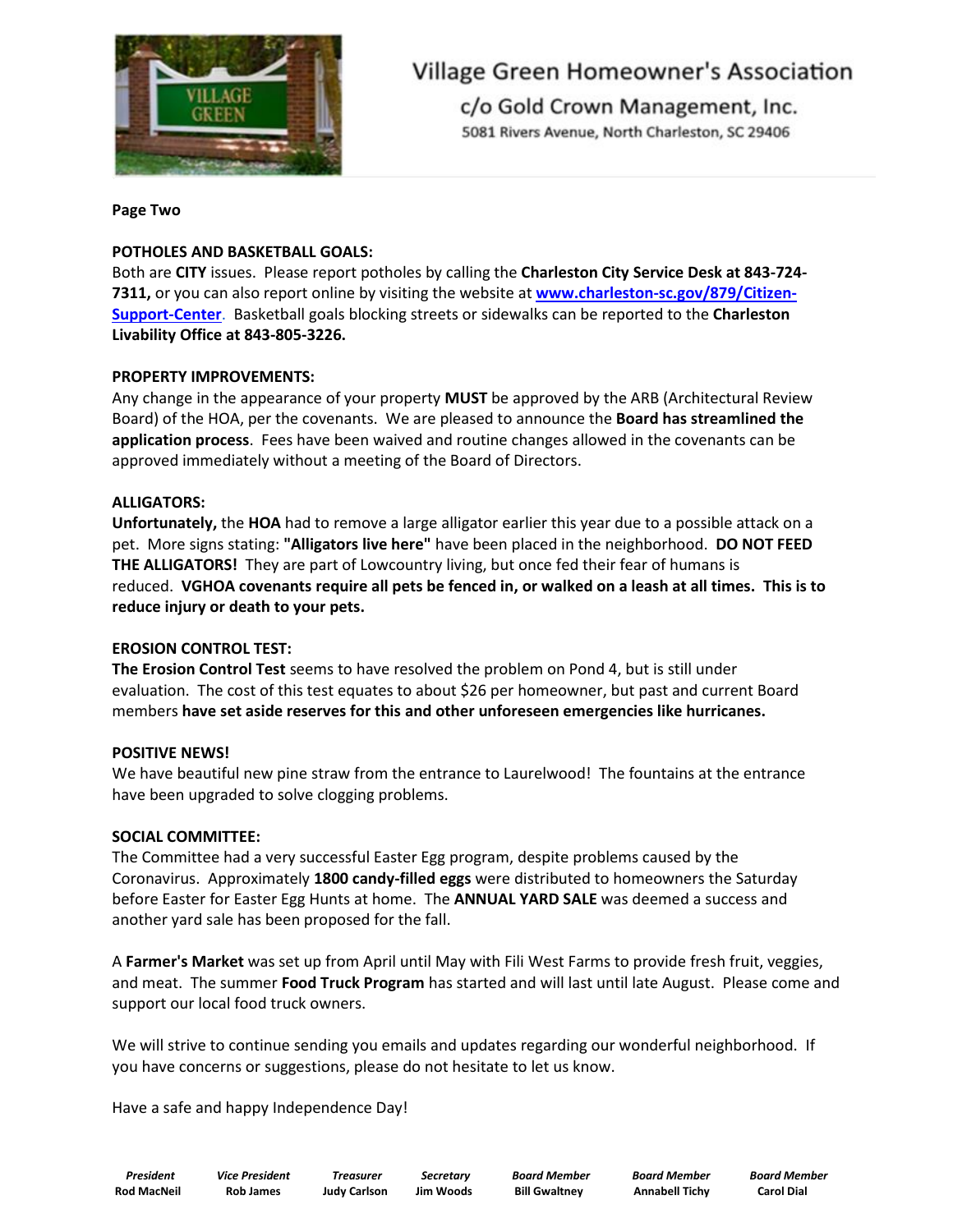Village Green Homeowner's Association

c/o Gold Crown Management, Inc.

5081 Rivers Avenue, North Charleston, SC 29406

**Page Two**

**POTHOLES AND BASKETBALL GOALS:**

Both are **CITY** issues. Please report potholes by calling the **Charleston City Service Desk at 843-724-7311,** or you can also report online by visiting the website at [www.charleston-sc.gov/879/Citizen-Support-Center](http://www.charleston-sc.gov/879/Citizen-Support-Center). Basketball goals blocking streets or sidewalks can be reported to the **Charleston Livability Office at 843-805-3226.**

**PROPERTY IMPROVEMENTS:**

Any change in the appearance of your property **MUST** be approved by the ARB (Architectural Review Board) of the HOA, per the covenants. We are pleased to announce the **Board has streamlined the application process**. Fees have been waived and routine changes allowed in the covenants can be approved immediately without a meeting of the Board of Directors.

**ALLIGATORS:**

**Unfortunately,** the **HOA** had to remove a large alligator earlier this year due to a possible attack on a pet. More signs stating: **"Alligators live here"** have been placed in the neighborhood. **DO NOT FEED THE ALLIGATORS!** They are part of Lowcountry living, but once fed their fear of humans is reduced. **VGHOA covenants require all pets be fenced in, or walked on a leash at all times. This is to reduce injury or death to your pets.**

**EROSION CONTROL TEST:**

**The Erosion Control Test** seems to have resolved the problem on Pond 4, but is still under evaluation. The cost of this test equates to about $26 per homeowner, but past and current Board members **have set aside reserves for this and other unforeseen emergencies like hurricanes.**

**POSITIVE NEWS!**

We have beautiful new pine straw from the entrance to Laurelwood! The fountains at the entrance have been upgraded to solve clogging problems.

**SOCIAL COMMITTEE:**

The Committee had a very successful Easter Egg program, despite problems caused by the Coronavirus. Approximately **1800 candy-filled eggs** were distributed to homeowners the Saturday before Easter for Easter Egg Hunts at home. The **ANNUAL YARD SALE** was deemed a success and another yard sale has been proposed for the fall.

A **Farmer's Market** was set up from April until May with Fili West Farms to provide fresh fruit, veggies, and meat. The summer **Food Truck Program** has started and will last until late August. Please come and support our local food truck owners.

We will strive to continue sending you emails and updates regarding our wonderful neighborhood. If you have concerns or suggestions, please do not hesitate to let us know.

Have a safe and happy Independence Day!

| *President* | *Vice President* | *Treasurer* | *Secretary* | *Board Member* | *Board Member* | *Board Member* |
|---|---|---|---|---|---|---|
| **Rod MacNeil** | **Rob James** | **Judy Carlson** | **Jim Woods** | **Bill Gwaltney** | **Annabell Tichy** | **Carol Dial** |